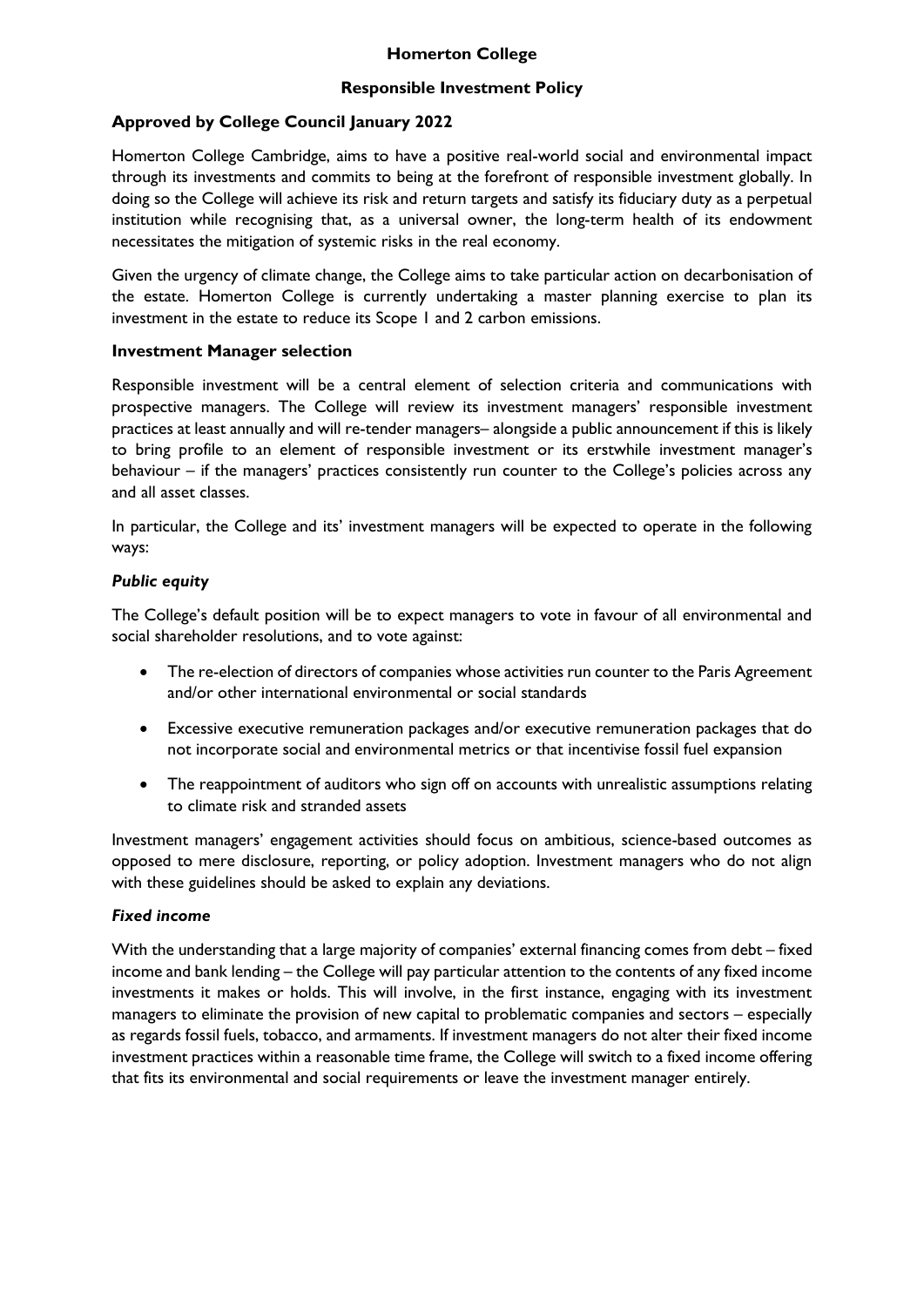# Homerton College

## Responsible Investment Policy

### Approved by College Council January 2022

Homerton College Cambridge, aims to have a positive real-world social and environmental impact through its investments and commits to being at the forefront of responsible investment globally. In doing so the College will achieve its risk and return targets and satisfy its fiduciary duty as a perpetual institution while recognising that, as a universal owner, the long-term health of its endowment necessitates the mitigation of systemic risks in the real economy.

Given the urgency of climate change, the College aims to take particular action on decarbonisation of the estate. Homerton College is currently undertaking a master planning exercise to plan its investment in the estate to reduce its Scope 1 and 2 carbon emissions.

### Investment Manager selection

Responsible investment will be a central element of selection criteria and communications with prospective managers. The College will review its investment managers' responsible investment practices at least annually and will re-tender managers– alongside a public announcement if this is likely to bring profile to an element of responsible investment or its erstwhile investment manager's behaviour – if the managers' practices consistently run counter to the College's policies across any and all asset classes.

In particular, the College and its' investment managers will be expected to operate in the following ways:

#### *Public equity*

The College's default position will be to expect managers to vote in favour of all environmental and social shareholder resolutions, and to vote against:

- The re-election of directors of companies whose activities run counter to the Paris Agreement and/or other international environmental or social standards
- Excessive executive remuneration packages and/or executive remuneration packages that do not incorporate social and environmental metrics or that incentivise fossil fuel expansion
- The reappointment of auditors who sign off on accounts with unrealistic assumptions relating to climate risk and stranded assets

Investment managers' engagement activities should focus on ambitious, science-based outcomes as opposed to mere disclosure, reporting, or policy adoption. Investment managers who do not align with these guidelines should be asked to explain any deviations.

#### *Fixed income*

With the understanding that a large majority of companies' external financing comes from debt – fixed income and bank lending – the College will pay particular attention to the contents of any fixed income investments it makes or holds. This will involve, in the first instance, engaging with its investment managers to eliminate the provision of new capital to problematic companies and sectors – especially as regards fossil fuels, tobacco, and armaments. If investment managers do not alter their fixed income investment practices within a reasonable time frame, the College will switch to a fixed income offering that fits its environmental and social requirements or leave the investment manager entirely.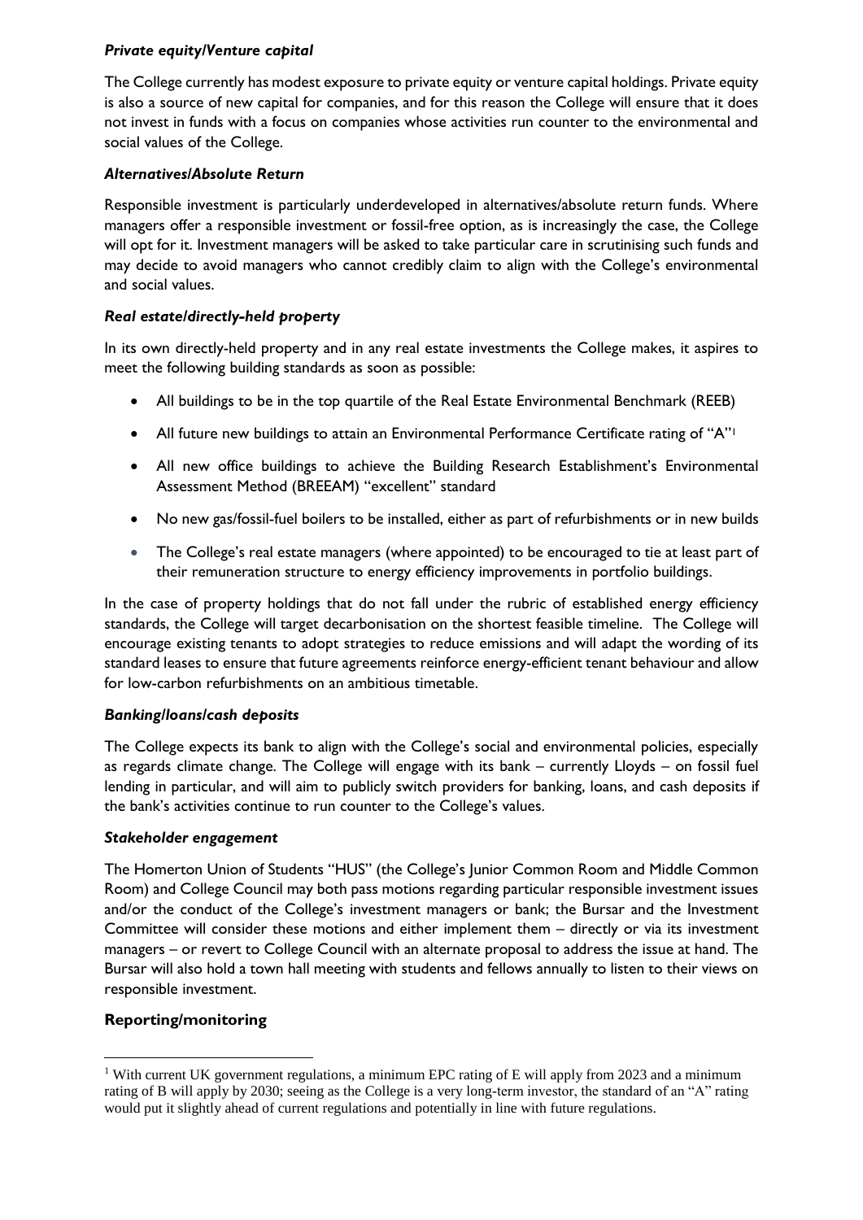### *Private equity/Venture capital*

The College currently has modest exposure to private equity or venture capital holdings. Private equity is also a source of new capital for companies, and for this reason the College will ensure that it does not invest in funds with a focus on companies whose activities run counter to the environmental and social values of the College.

### *Alternatives/Absolute Return*

Responsible investment is particularly underdeveloped in alternatives/absolute return funds. Where managers offer a responsible investment or fossil-free option, as is increasingly the case, the College will opt for it. Investment managers will be asked to take particular care in scrutinising such funds and may decide to avoid managers who cannot credibly claim to align with the College's environmental and social values.

### *Real estate/directly-held property*

In its own directly-held property and in any real estate investments the College makes, it aspires to meet the following building standards as soon as possible:

- All buildings to be in the top quartile of the Real Estate Environmental Benchmark (REEB)
- All future new buildings to attain an Environmental Performance Certificate rating of "A"[1]
- All new office buildings to achieve the Building Research Establishment's Environmental Assessment Method (BREEAM) "excellent" standard
- No new gas/fossil-fuel boilers to be installed, either as part of refurbishments or in new builds
- The College's real estate managers (where appointed) to be encouraged to tie at least part of their remuneration structure to energy efficiency improvements in portfolio buildings.

In the case of property holdings that do not fall under the rubric of established energy efficiency standards, the College will target decarbonisation on the shortest feasible timeline. The College will encourage existing tenants to adopt strategies to reduce emissions and will adapt the wording of its standard leases to ensure that future agreements reinforce energy-efficient tenant behaviour and allow for low-carbon refurbishments on an ambitious timetable.

### *Banking/loans/cash deposits*

The College expects its bank to align with the College's social and environmental policies, especially as regards climate change. The College will engage with its bank – currently Lloyds – on fossil fuel lending in particular, and will aim to publicly switch providers for banking, loans, and cash deposits if the bank's activities continue to run counter to the College's values.

### *Stakeholder engagement*

The Homerton Union of Students "HUS" (the College's Junior Common Room and Middle Common Room) and College Council may both pass motions regarding particular responsible investment issues and/or the conduct of the College's investment managers or bank; the Bursar and the Investment Committee will consider these motions and either implement them – directly or via its investment managers – or revert to College Council with an alternate proposal to address the issue at hand. The Bursar will also hold a town hall meeting with students and fellows annually to listen to their views on responsible investment.

## **Reporting/monitoring**

[1] With current UK government regulations, a minimum EPC rating of E will apply from 2023 and a minimum rating of B will apply by 2030; seeing as the College is a very long-term investor, the standard of an "A" rating would put it slightly ahead of current regulations and potentially in line with future regulations.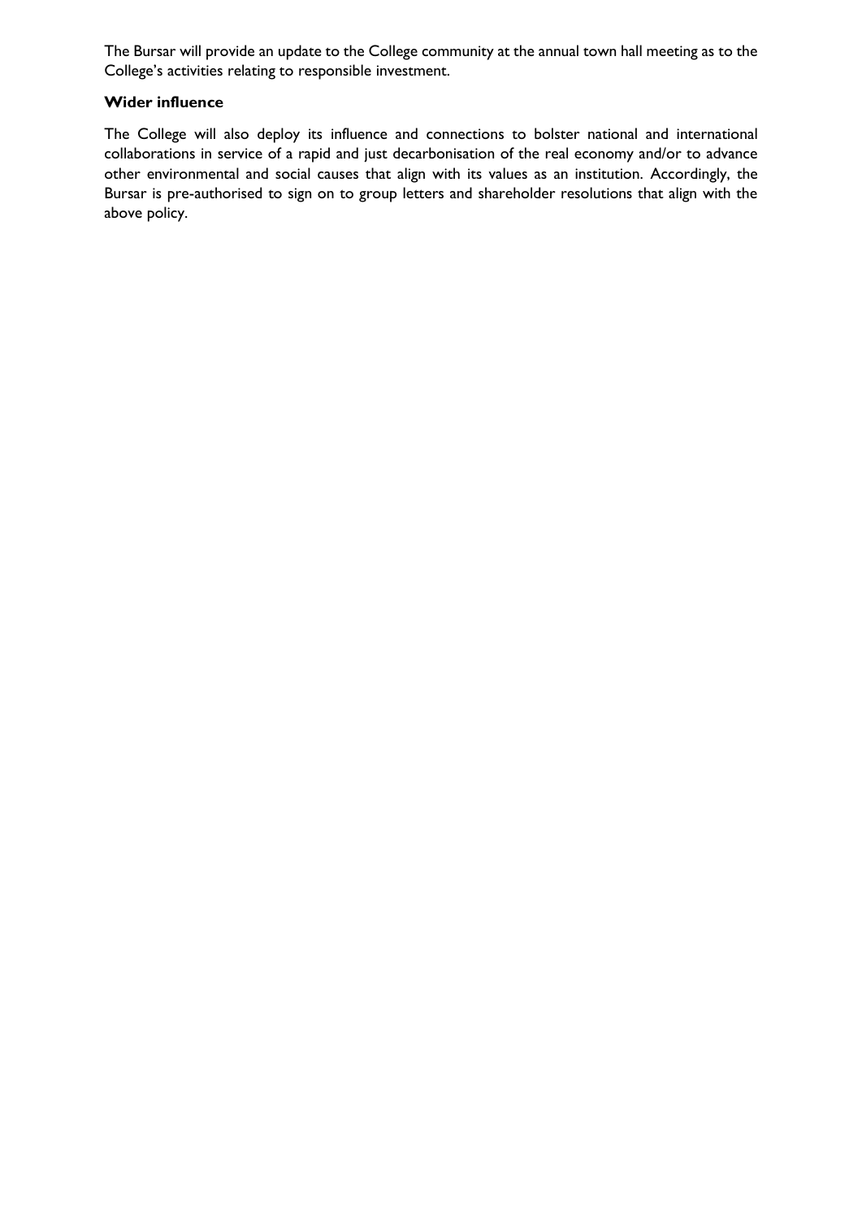The Bursar will provide an update to the College community at the annual town hall meeting as to the College's activities relating to responsible investment.

**Wider influence**

The College will also deploy its influence and connections to bolster national and international collaborations in service of a rapid and just decarbonisation of the real economy and/or to advance other environmental and social causes that align with its values as an institution. Accordingly, the Bursar is pre-authorised to sign on to group letters and shareholder resolutions that align with the above policy.